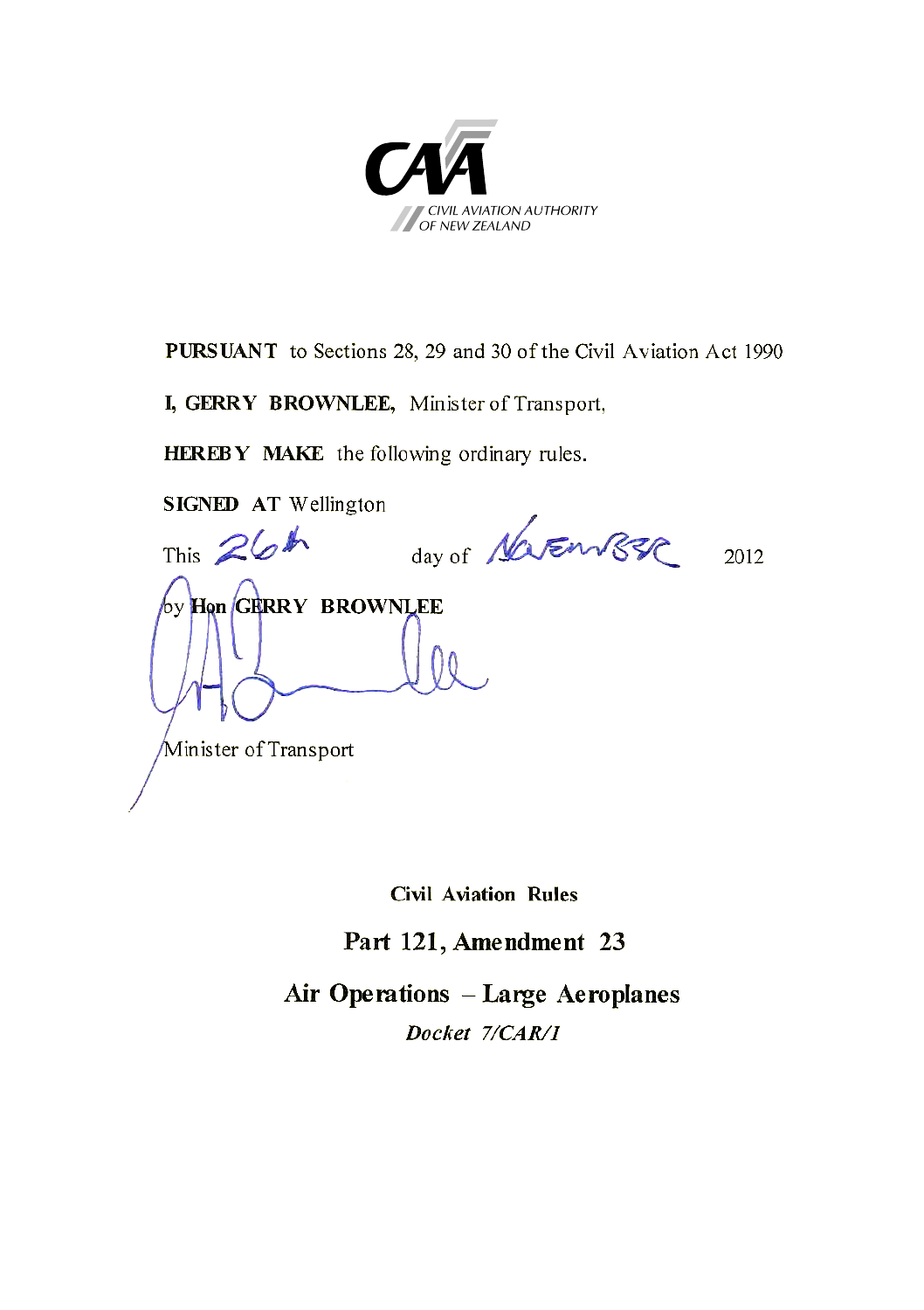CIVIL AVIATION AUTHORITY
OF NEW ZEALAND

**PURSUANT** to Sections 28, 29 and 30 of the Civil Aviation Act 1990

**I, GERRY BROWNLEE,** Minister of Transport,

**HEREBY MAKE** the following ordinary rules.

**SIGNED AT** Wellington

This 26th day of November 2012

by **Hon GERRY BROWNLEE**

Minister of Transport

**Civil Aviation Rules**

# Part 121, Amendment 23

# Air Operations – Large Aeroplanes

*Docket 7/CAR/1*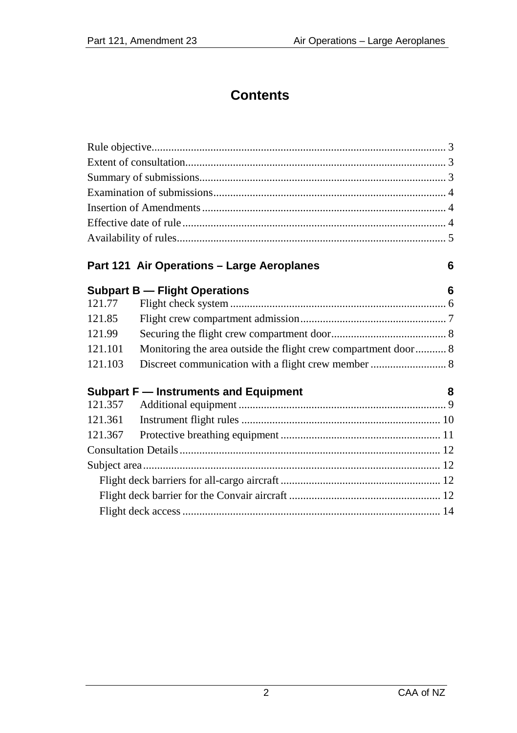# Contents

Rule objective........................................................................................................ 3
Extent of consultation............................................................................................ 3
Summary of submissions....................................................................................... 3
Examination of submissions.................................................................................. 4
Insertion of Amendments...................................................................................... 4
Effective date of rule............................................................................................. 4
Availability of rules............................................................................................... 5

**Part 121 Air Operations – Large Aeroplanes** 6

**Subpart B — Flight Operations** 6

121.77 Flight check system ............................................................................ 6
121.85 Flight crew compartment admission.................................................... 7
121.99 Securing the flight crew compartment door......................................... 8
121.101 Monitoring the area outside the flight crew compartment door........... 8
121.103 Discreet communication with a flight crew member ........................... 8

**Subpart F — Instruments and Equipment** 8

121.357 Additional equipment ......................................................................... 9
121.361 Instrument flight rules ....................................................................... 10
121.367 Protective breathing equipment ......................................................... 11

Consultation Details............................................................................................ 12
Subject area......................................................................................................... 12
Flight deck barriers for all-cargo aircraft ......................................................... 12
Flight deck barrier for the Convair aircraft ...................................................... 12
Flight deck access ........................................................................................... 14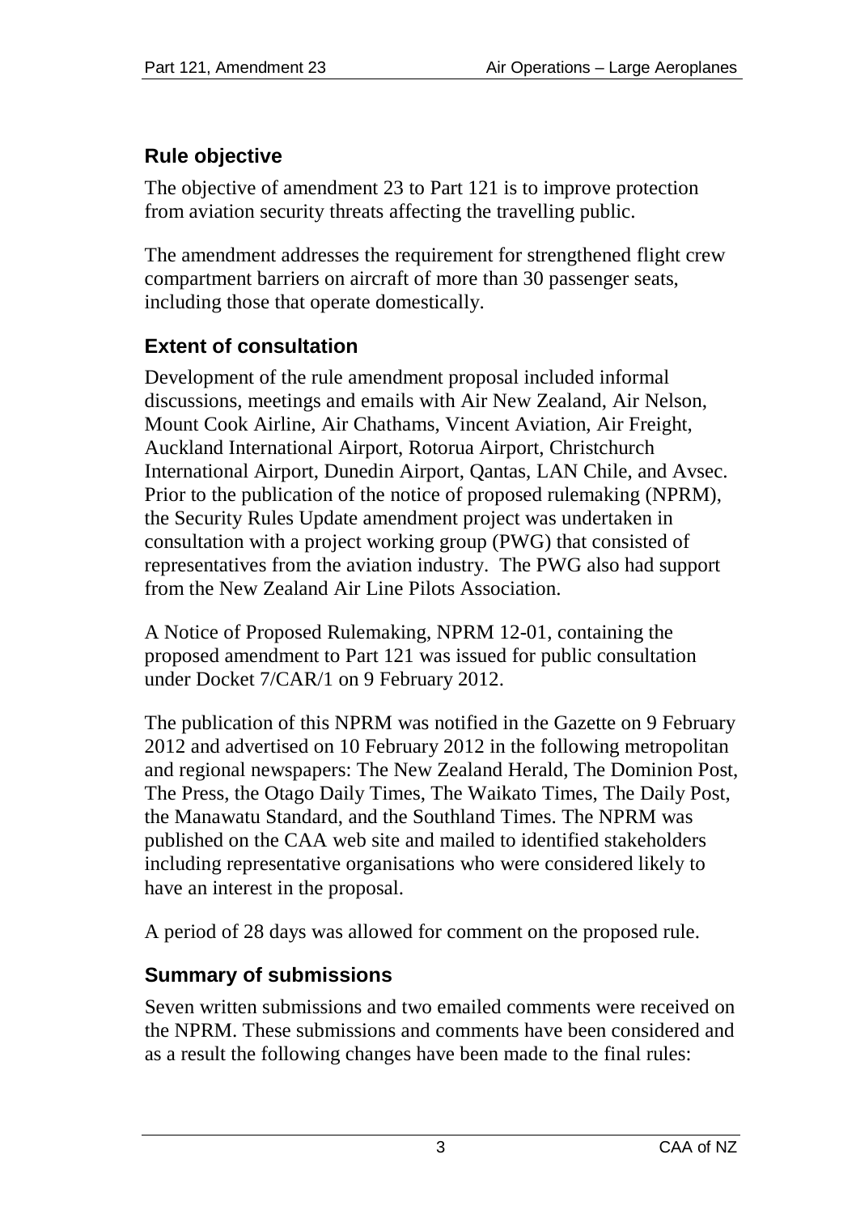## Rule objective

The objective of amendment 23 to Part 121 is to improve protection from aviation security threats affecting the travelling public.

The amendment addresses the requirement for strengthened flight crew compartment barriers on aircraft of more than 30 passenger seats, including those that operate domestically.

## Extent of consultation

Development of the rule amendment proposal included informal discussions, meetings and emails with Air New Zealand, Air Nelson, Mount Cook Airline, Air Chathams, Vincent Aviation, Air Freight, Auckland International Airport, Rotorua Airport, Christchurch International Airport, Dunedin Airport, Qantas, LAN Chile, and Avsec. Prior to the publication of the notice of proposed rulemaking (NPRM), the Security Rules Update amendment project was undertaken in consultation with a project working group (PWG) that consisted of representatives from the aviation industry. The PWG also had support from the New Zealand Air Line Pilots Association.

A Notice of Proposed Rulemaking, NPRM 12-01, containing the proposed amendment to Part 121 was issued for public consultation under Docket 7/CAR/1 on 9 February 2012.

The publication of this NPRM was notified in the Gazette on 9 February 2012 and advertised on 10 February 2012 in the following metropolitan and regional newspapers: The New Zealand Herald, The Dominion Post, The Press, the Otago Daily Times, The Waikato Times, The Daily Post, the Manawatu Standard, and the Southland Times. The NPRM was published on the CAA web site and mailed to identified stakeholders including representative organisations who were considered likely to have an interest in the proposal.

A period of 28 days was allowed for comment on the proposed rule.

## Summary of submissions

Seven written submissions and two emailed comments were received on the NPRM. These submissions and comments have been considered and as a result the following changes have been made to the final rules: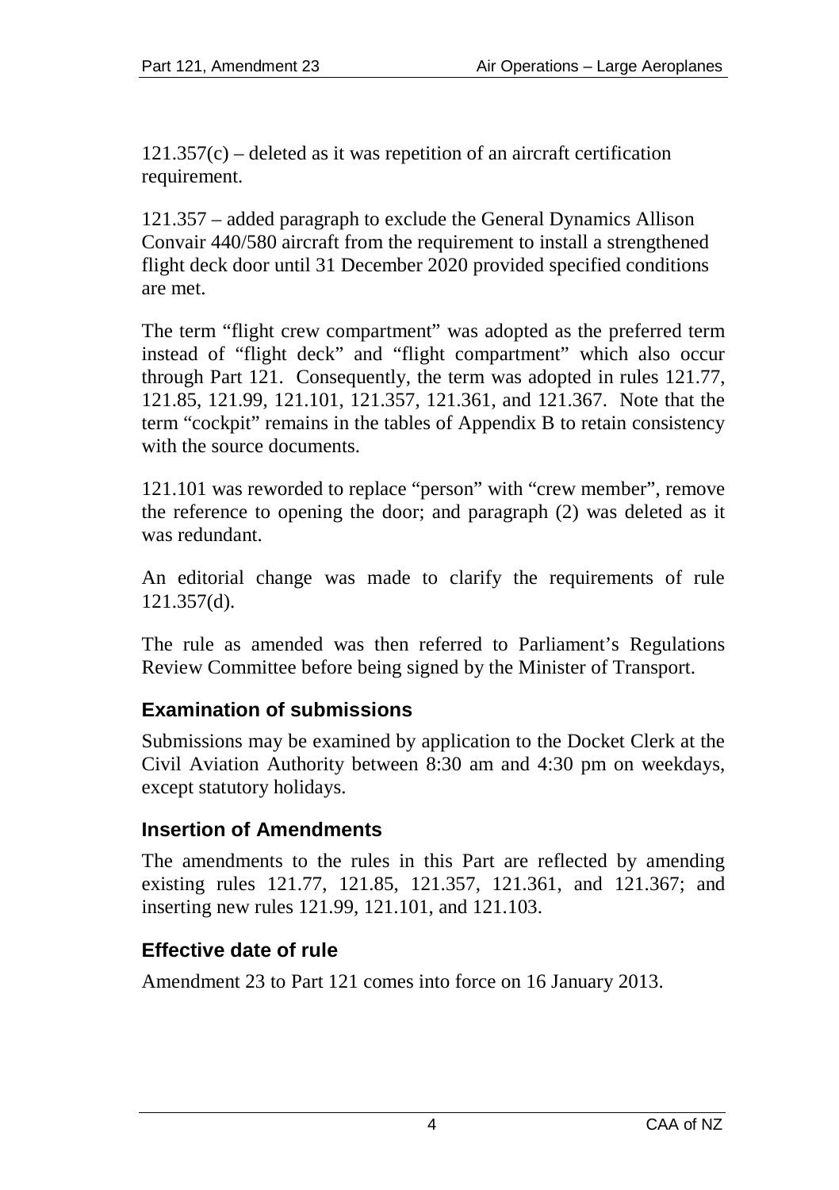121.357(c) – deleted as it was repetition of an aircraft certification requirement.

121.357 – added paragraph to exclude the General Dynamics Allison Convair 440/580 aircraft from the requirement to install a strengthened flight deck door until 31 December 2020 provided specified conditions are met.

The term "flight crew compartment" was adopted as the preferred term instead of "flight deck" and "flight compartment" which also occur through Part 121. Consequently, the term was adopted in rules 121.77, 121.85, 121.99, 121.101, 121.357, 121.361, and 121.367. Note that the term "cockpit" remains in the tables of Appendix B to retain consistency with the source documents.

121.101 was reworded to replace "person" with "crew member", remove the reference to opening the door; and paragraph (2) was deleted as it was redundant.

An editorial change was made to clarify the requirements of rule 121.357(d).

The rule as amended was then referred to Parliament's Regulations Review Committee before being signed by the Minister of Transport.

## Examination of submissions

Submissions may be examined by application to the Docket Clerk at the Civil Aviation Authority between 8:30 am and 4:30 pm on weekdays, except statutory holidays.

## Insertion of Amendments

The amendments to the rules in this Part are reflected by amending existing rules 121.77, 121.85, 121.357, 121.361, and 121.367; and inserting new rules 121.99, 121.101, and 121.103.

## Effective date of rule

Amendment 23 to Part 121 comes into force on 16 January 2013.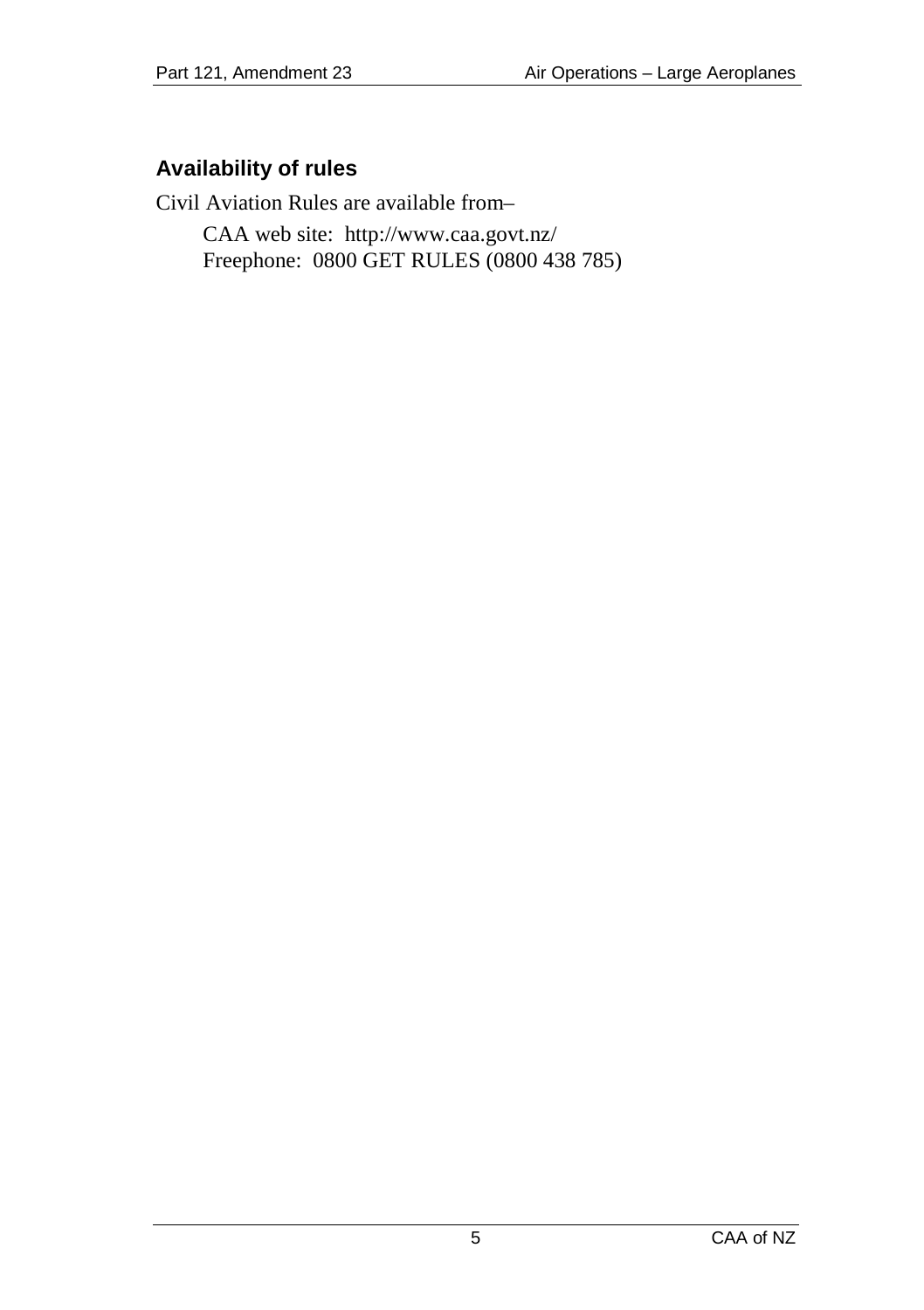## Availability of rules

Civil Aviation Rules are available from–

CAA web site: http://www.caa.govt.nz/
Freephone: 0800 GET RULES (0800 438 785)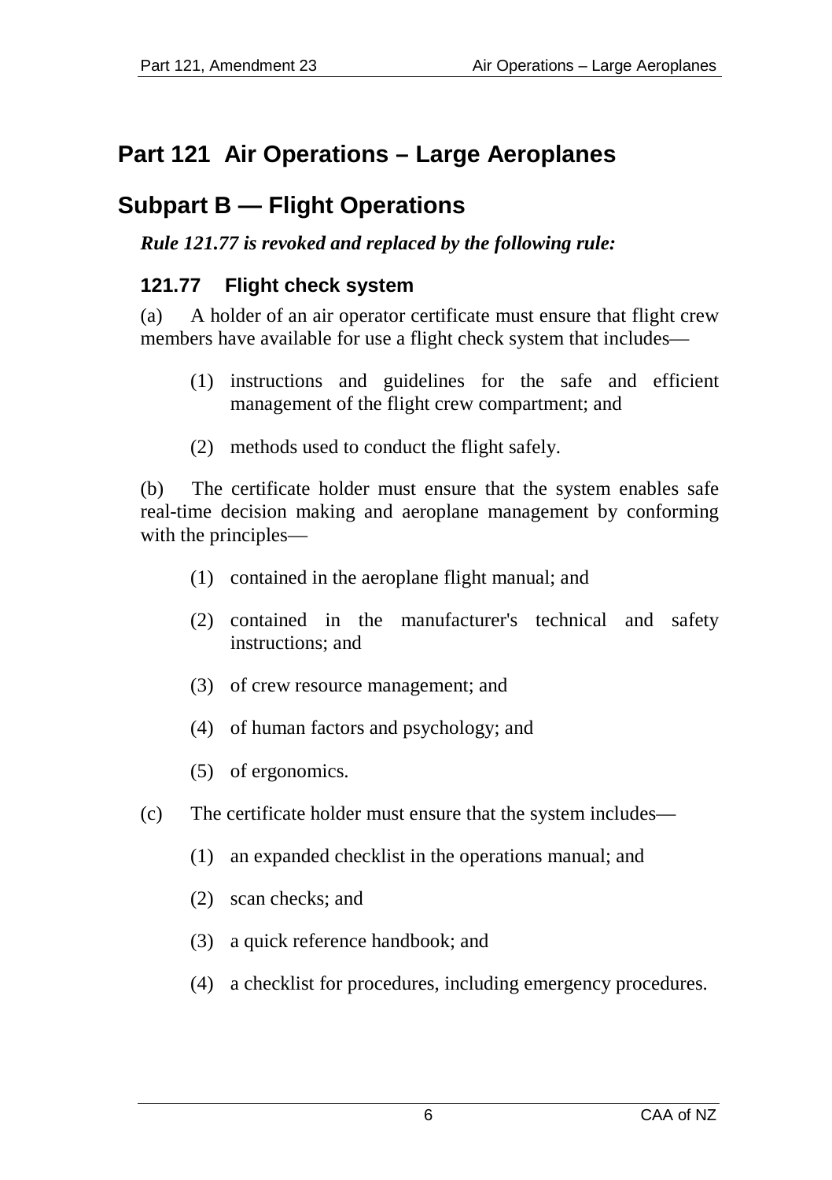# Part 121 Air Operations – Large Aeroplanes

## Subpart B — Flight Operations

***Rule 121.77 is revoked and replaced by the following rule:***

### 121.77 Flight check system

(a) A holder of an air operator certificate must ensure that flight crew members have available for use a flight check system that includes—

(1) instructions and guidelines for the safe and efficient management of the flight crew compartment; and

(2) methods used to conduct the flight safely.

(b) The certificate holder must ensure that the system enables safe real-time decision making and aeroplane management by conforming with the principles—

(1) contained in the aeroplane flight manual; and

(2) contained in the manufacturer's technical and safety instructions; and

(3) of crew resource management; and

(4) of human factors and psychology; and

(5) of ergonomics.

(c) The certificate holder must ensure that the system includes—

(1) an expanded checklist in the operations manual; and

(2) scan checks; and

(3) a quick reference handbook; and

(4) a checklist for procedures, including emergency procedures.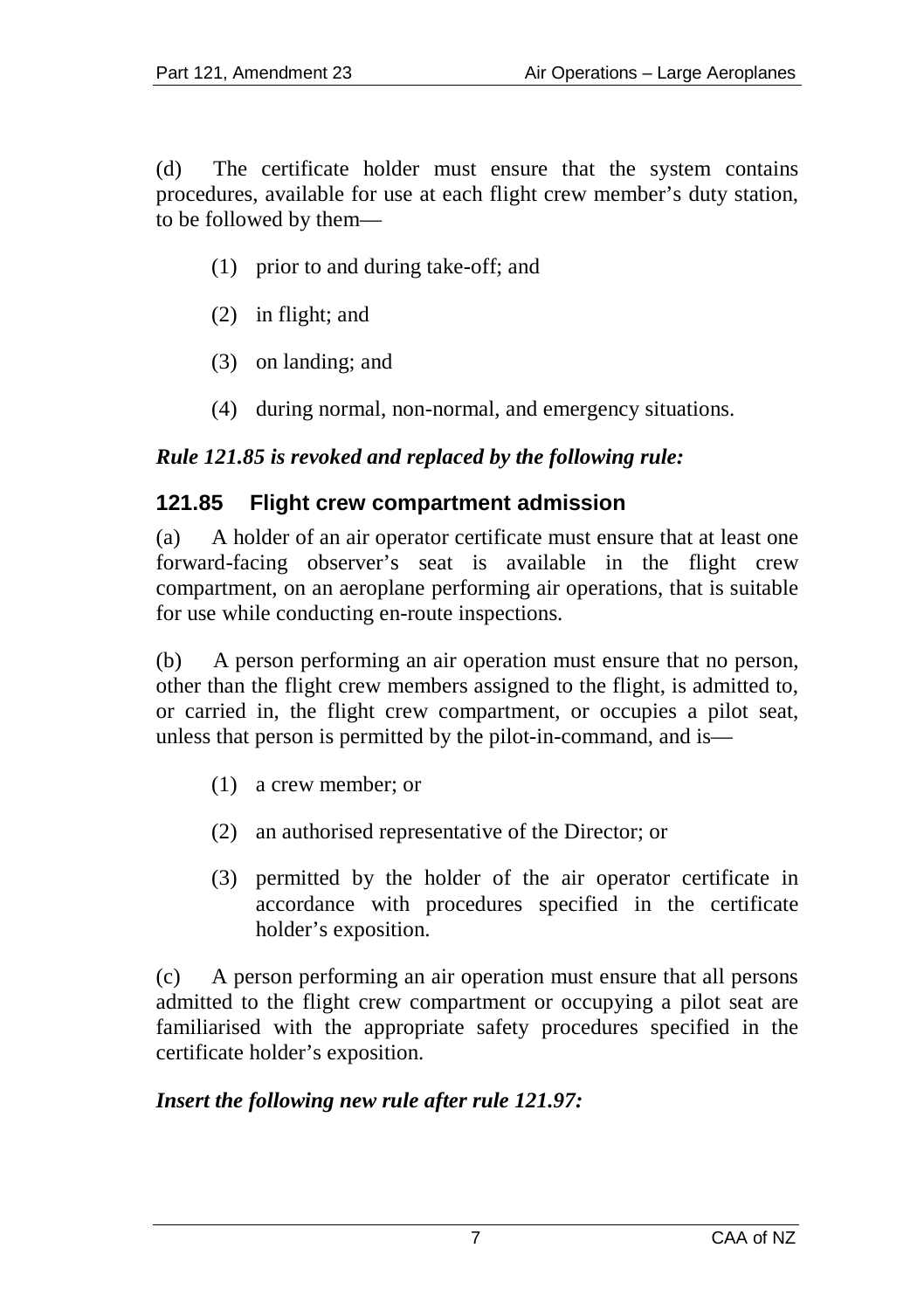(d) The certificate holder must ensure that the system contains procedures, available for use at each flight crew member's duty station, to be followed by them—

(1) prior to and during take-off; and

(2) in flight; and

(3) on landing; and

(4) during normal, non-normal, and emergency situations.

***Rule 121.85 is revoked and replaced by the following rule:***

### 121.85 Flight crew compartment admission

(a) A holder of an air operator certificate must ensure that at least one forward-facing observer's seat is available in the flight crew compartment, on an aeroplane performing air operations, that is suitable for use while conducting en-route inspections.

(b) A person performing an air operation must ensure that no person, other than the flight crew members assigned to the flight, is admitted to, or carried in, the flight crew compartment, or occupies a pilot seat, unless that person is permitted by the pilot-in-command, and is—

(1) a crew member; or

(2) an authorised representative of the Director; or

(3) permitted by the holder of the air operator certificate in accordance with procedures specified in the certificate holder's exposition.

(c) A person performing an air operation must ensure that all persons admitted to the flight crew compartment or occupying a pilot seat are familiarised with the appropriate safety procedures specified in the certificate holder's exposition.

***Insert the following new rule after rule 121.97:***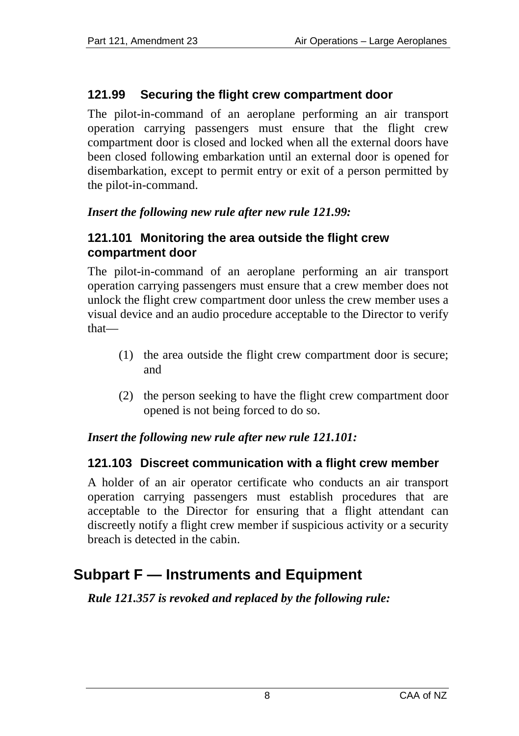### 121.99 Securing the flight crew compartment door

The pilot-in-command of an aeroplane performing an air transport operation carrying passengers must ensure that the flight crew compartment door is closed and locked when all the external doors have been closed following embarkation until an external door is opened for disembarkation, except to permit entry or exit of a person permitted by the pilot-in-command.

***Insert the following new rule after new rule 121.99:***

### 121.101 Monitoring the area outside the flight crew compartment door

The pilot-in-command of an aeroplane performing an air transport operation carrying passengers must ensure that a crew member does not unlock the flight crew compartment door unless the crew member uses a visual device and an audio procedure acceptable to the Director to verify that—

(1) the area outside the flight crew compartment door is secure; and

(2) the person seeking to have the flight crew compartment door opened is not being forced to do so.

***Insert the following new rule after new rule 121.101:***

### 121.103 Discreet communication with a flight crew member

A holder of an air operator certificate who conducts an air transport operation carrying passengers must establish procedures that are acceptable to the Director for ensuring that a flight attendant can discreetly notify a flight crew member if suspicious activity or a security breach is detected in the cabin.

## Subpart F — Instruments and Equipment

***Rule 121.357 is revoked and replaced by the following rule:***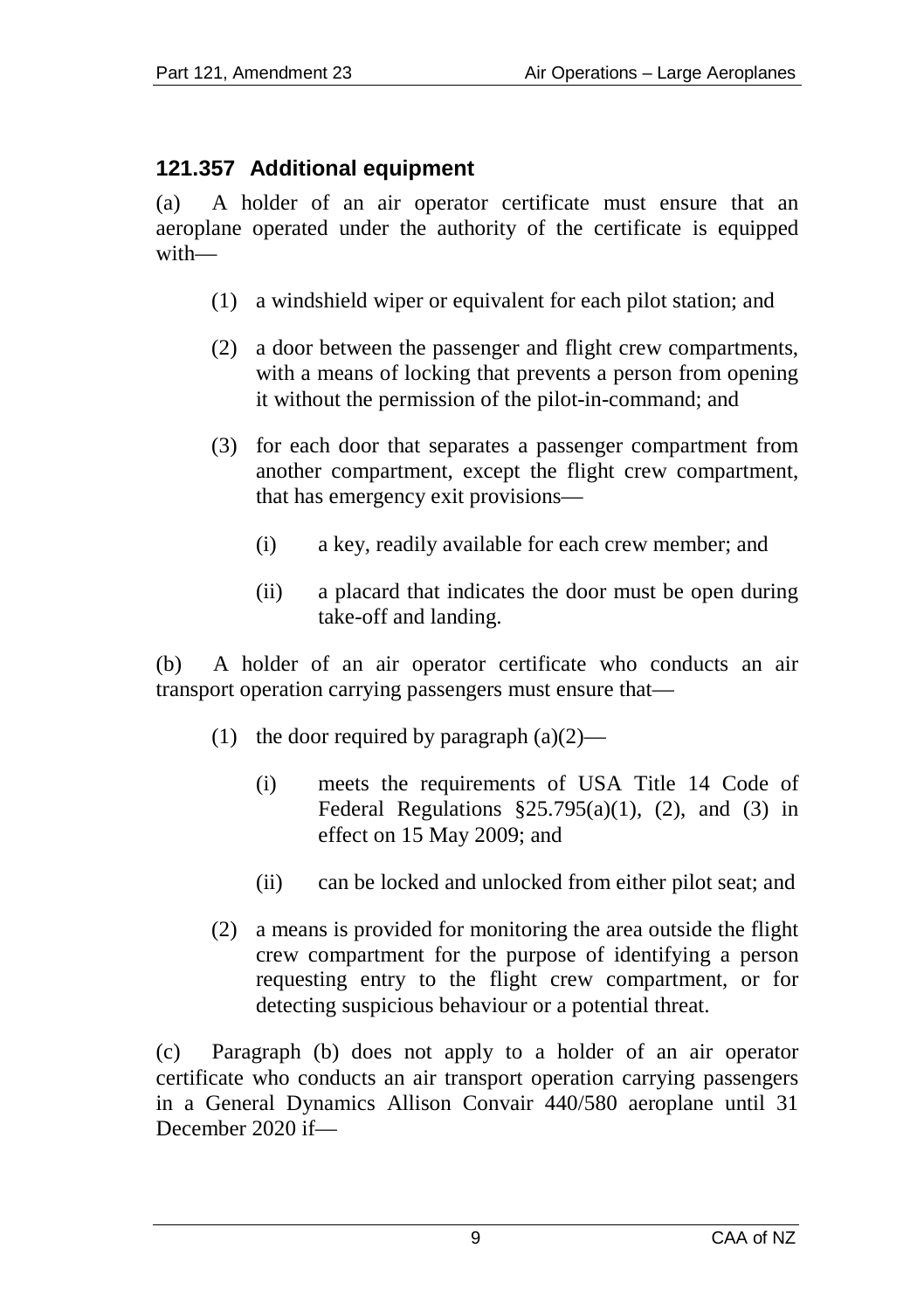## 121.357 Additional equipment

(a) A holder of an air operator certificate must ensure that an aeroplane operated under the authority of the certificate is equipped with—

(1) a windshield wiper or equivalent for each pilot station; and

(2) a door between the passenger and flight crew compartments, with a means of locking that prevents a person from opening it without the permission of the pilot-in-command; and

(3) for each door that separates a passenger compartment from another compartment, except the flight crew compartment, that has emergency exit provisions—

(i) a key, readily available for each crew member; and

(ii) a placard that indicates the door must be open during take-off and landing.

(b) A holder of an air operator certificate who conducts an air transport operation carrying passengers must ensure that—

(1) the door required by paragraph (a)(2)—

(i) meets the requirements of USA Title 14 Code of Federal Regulations §25.795(a)(1), (2), and (3) in effect on 15 May 2009; and

(ii) can be locked and unlocked from either pilot seat; and

(2) a means is provided for monitoring the area outside the flight crew compartment for the purpose of identifying a person requesting entry to the flight crew compartment, or for detecting suspicious behaviour or a potential threat.

(c) Paragraph (b) does not apply to a holder of an air operator certificate who conducts an air transport operation carrying passengers in a General Dynamics Allison Convair 440/580 aeroplane until 31 December 2020 if—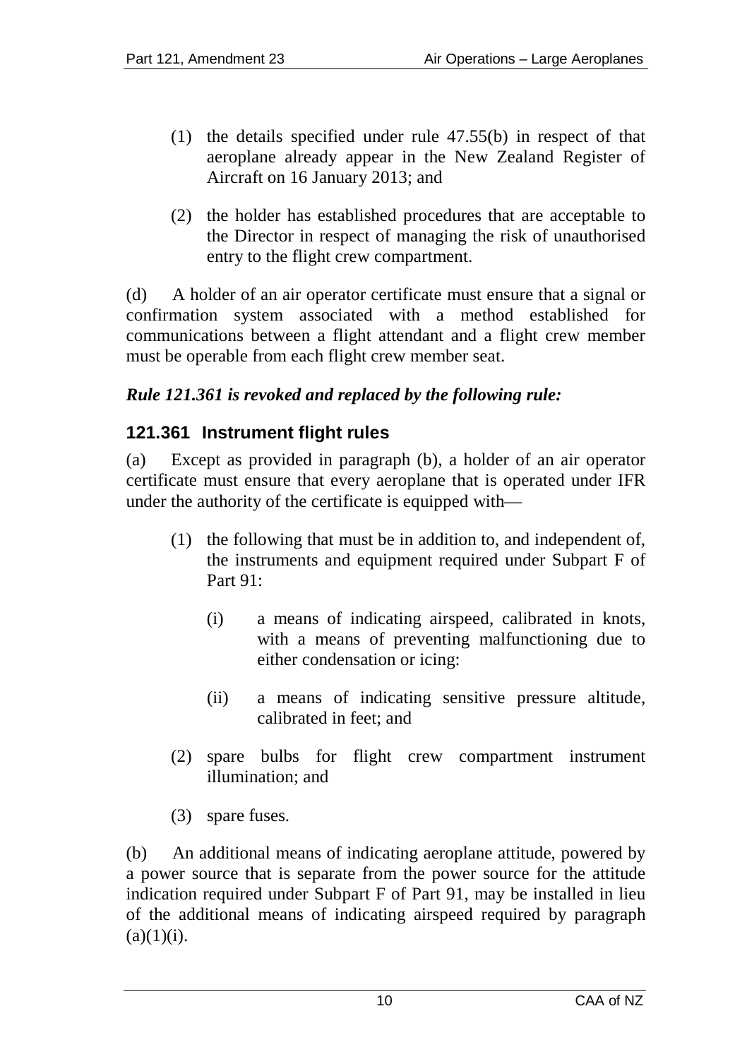(1) the details specified under rule 47.55(b) in respect of that aeroplane already appear in the New Zealand Register of Aircraft on 16 January 2013; and

(2) the holder has established procedures that are acceptable to the Director in respect of managing the risk of unauthorised entry to the flight crew compartment.

(d) A holder of an air operator certificate must ensure that a signal or confirmation system associated with a method established for communications between a flight attendant and a flight crew member must be operable from each flight crew member seat.

***Rule 121.361 is revoked and replaced by the following rule:***

### 121.361 Instrument flight rules

(a) Except as provided in paragraph (b), a holder of an air operator certificate must ensure that every aeroplane that is operated under IFR under the authority of the certificate is equipped with—

(1) the following that must be in addition to, and independent of, the instruments and equipment required under Subpart F of Part 91:

(i) a means of indicating airspeed, calibrated in knots, with a means of preventing malfunctioning due to either condensation or icing:

(ii) a means of indicating sensitive pressure altitude, calibrated in feet; and

(2) spare bulbs for flight crew compartment instrument illumination; and

(3) spare fuses.

(b) An additional means of indicating aeroplane attitude, powered by a power source that is separate from the power source for the attitude indication required under Subpart F of Part 91, may be installed in lieu of the additional means of indicating airspeed required by paragraph (a)(1)(i).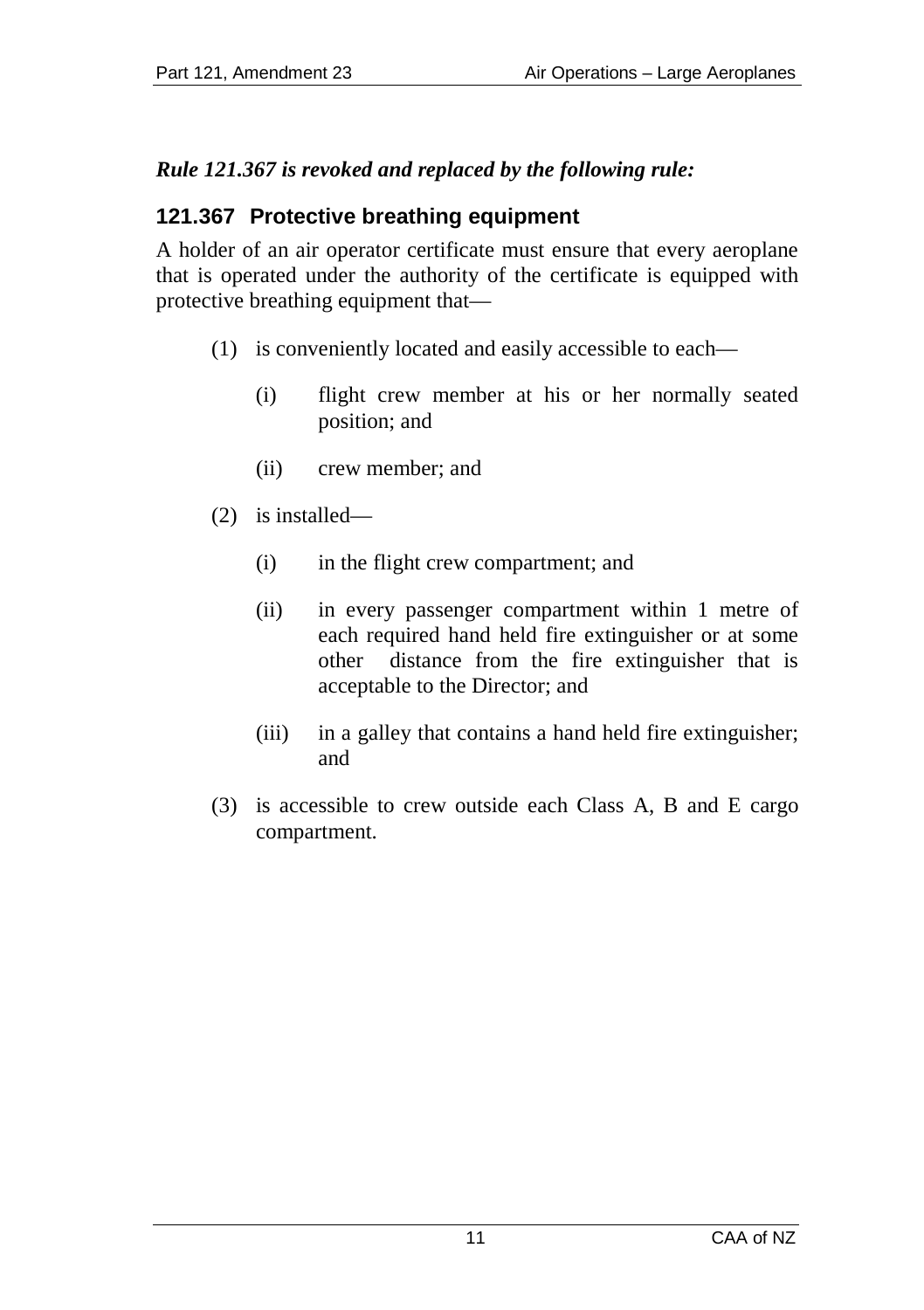***Rule 121.367 is revoked and replaced by the following rule:***

### 121.367 Protective breathing equipment

A holder of an air operator certificate must ensure that every aeroplane that is operated under the authority of the certificate is equipped with protective breathing equipment that—

(1) is conveniently located and easily accessible to each—

  (i) flight crew member at his or her normally seated position; and

  (ii) crew member; and

(2) is installed—

  (i) in the flight crew compartment; and

  (ii) in every passenger compartment within 1 metre of each required hand held fire extinguisher or at some other distance from the fire extinguisher that is acceptable to the Director; and

  (iii) in a galley that contains a hand held fire extinguisher; and

(3) is accessible to crew outside each Class A, B and E cargo compartment.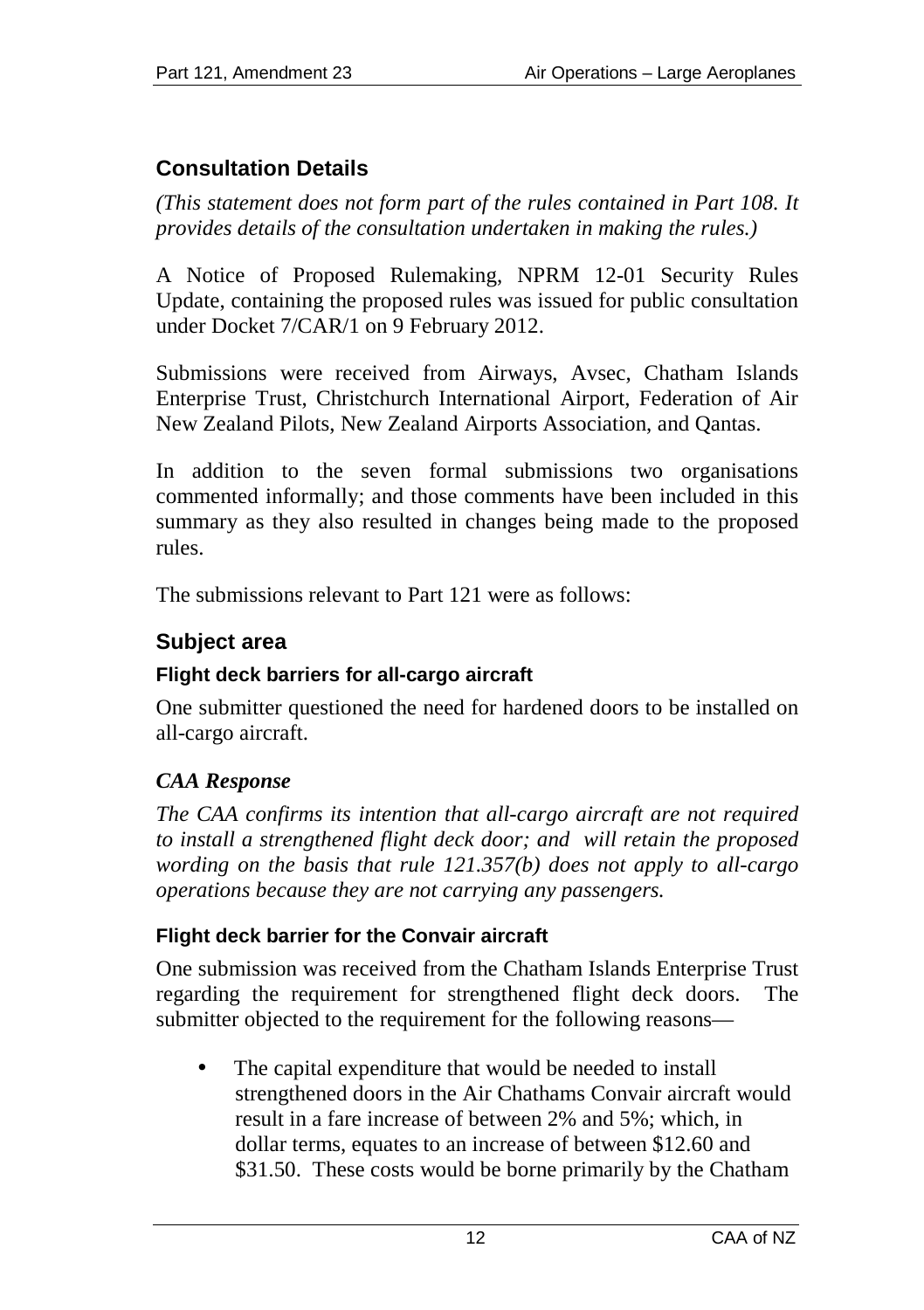## Consultation Details

*(This statement does not form part of the rules contained in Part 108. It provides details of the consultation undertaken in making the rules.)*

A Notice of Proposed Rulemaking, NPRM 12-01 Security Rules Update, containing the proposed rules was issued for public consultation under Docket 7/CAR/1 on 9 February 2012.

Submissions were received from Airways, Avsec, Chatham Islands Enterprise Trust, Christchurch International Airport, Federation of Air New Zealand Pilots, New Zealand Airports Association, and Qantas.

In addition to the seven formal submissions two organisations commented informally; and those comments have been included in this summary as they also resulted in changes being made to the proposed rules.

The submissions relevant to Part 121 were as follows:

## Subject area

### Flight deck barriers for all-cargo aircraft

One submitter questioned the need for hardened doors to be installed on all-cargo aircraft.

### *CAA Response*

*The CAA confirms its intention that all-cargo aircraft are not required to install a strengthened flight deck door; and will retain the proposed wording on the basis that rule 121.357(b) does not apply to all-cargo operations because they are not carrying any passengers.*

### Flight deck barrier for the Convair aircraft

One submission was received from the Chatham Islands Enterprise Trust regarding the requirement for strengthened flight deck doors. The submitter objected to the requirement for the following reasons—

- The capital expenditure that would be needed to install strengthened doors in the Air Chathams Convair aircraft would result in a fare increase of between 2% and 5%; which, in dollar terms, equates to an increase of between \$12.60 and \$31.50. These costs would be borne primarily by the Chatham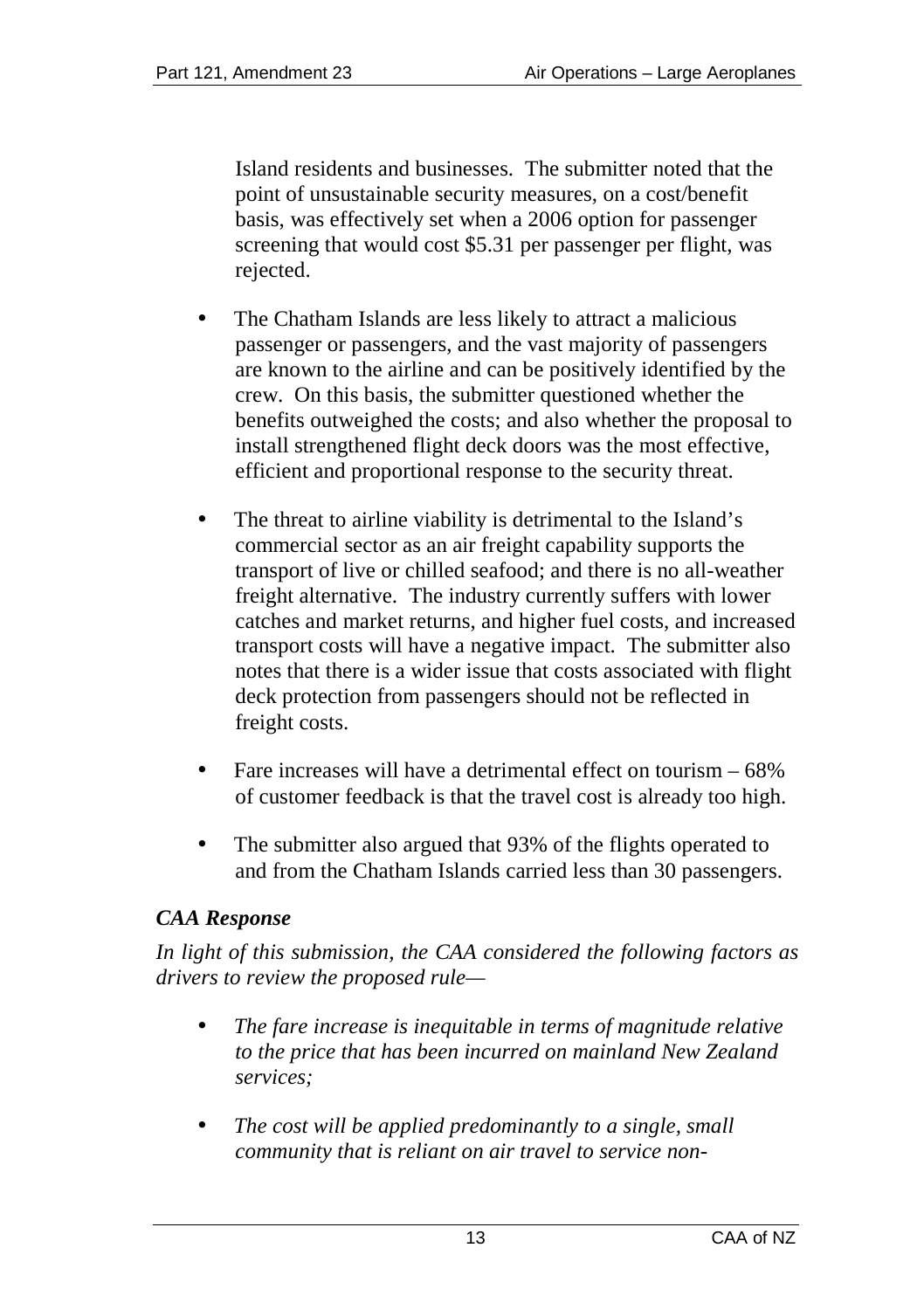Island residents and businesses. The submitter noted that the point of unsustainable security measures, on a cost/benefit basis, was effectively set when a 2006 option for passenger screening that would cost $5.31 per passenger per flight, was rejected.

- The Chatham Islands are less likely to attract a malicious passenger or passengers, and the vast majority of passengers are known to the airline and can be positively identified by the crew. On this basis, the submitter questioned whether the benefits outweighed the costs; and also whether the proposal to install strengthened flight deck doors was the most effective, efficient and proportional response to the security threat.

- The threat to airline viability is detrimental to the Island's commercial sector as an air freight capability supports the transport of live or chilled seafood; and there is no all-weather freight alternative. The industry currently suffers with lower catches and market returns, and higher fuel costs, and increased transport costs will have a negative impact. The submitter also notes that there is a wider issue that costs associated with flight deck protection from passengers should not be reflected in freight costs.

- Fare increases will have a detrimental effect on tourism – 68% of customer feedback is that the travel cost is already too high.

- The submitter also argued that 93% of the flights operated to and from the Chatham Islands carried less than 30 passengers.

### *CAA Response*

*In light of this submission, the CAA considered the following factors as drivers to review the proposed rule—*

- *The fare increase is inequitable in terms of magnitude relative to the price that has been incurred on mainland New Zealand services;*

- *The cost will be applied predominantly to a single, small community that is reliant on air travel to service non-*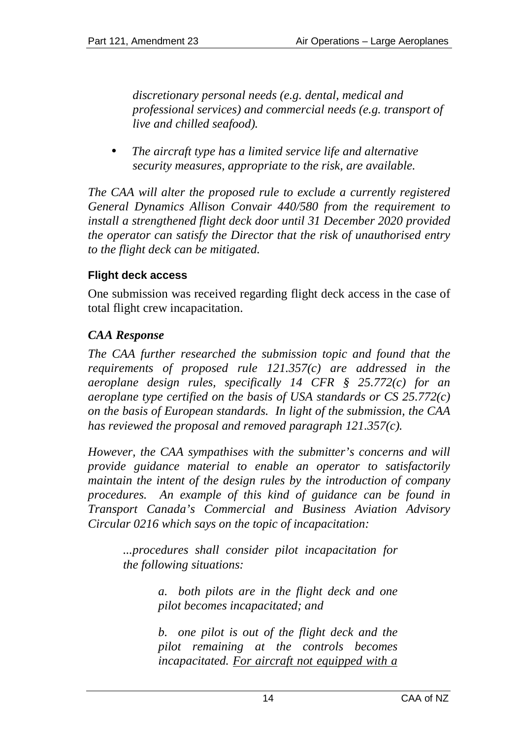*discretionary personal needs (e.g. dental, medical and professional services) and commercial needs (e.g. transport of live and chilled seafood).*

- *The aircraft type has a limited service life and alternative security measures, appropriate to the risk, are available.*

*The CAA will alter the proposed rule to exclude a currently registered General Dynamics Allison Convair 440/580 from the requirement to install a strengthened flight deck door until 31 December 2020 provided the operator can satisfy the Director that the risk of unauthorised entry to the flight deck can be mitigated.*

### Flight deck access

One submission was received regarding flight deck access in the case of total flight crew incapacitation.

### *CAA Response*

*The CAA further researched the submission topic and found that the requirements of proposed rule 121.357(c) are addressed in the aeroplane design rules, specifically 14 CFR § 25.772(c) for an aeroplane type certified on the basis of USA standards or CS 25.772(c) on the basis of European standards. In light of the submission, the CAA has reviewed the proposal and removed paragraph 121.357(c).*

*However, the CAA sympathises with the submitter's concerns and will provide guidance material to enable an operator to satisfactorily maintain the intent of the design rules by the introduction of company procedures. An example of this kind of guidance can be found in Transport Canada's Commercial and Business Aviation Advisory Circular 0216 which says on the topic of incapacitation:*

> *...procedures shall consider pilot incapacitation for the following situations:*
>
> > *a. both pilots are in the flight deck and one pilot becomes incapacitated; and*
> >
> > *b. one pilot is out of the flight deck and the pilot remaining at the controls becomes incapacitated. <u>For aircraft not equipped with a</u>*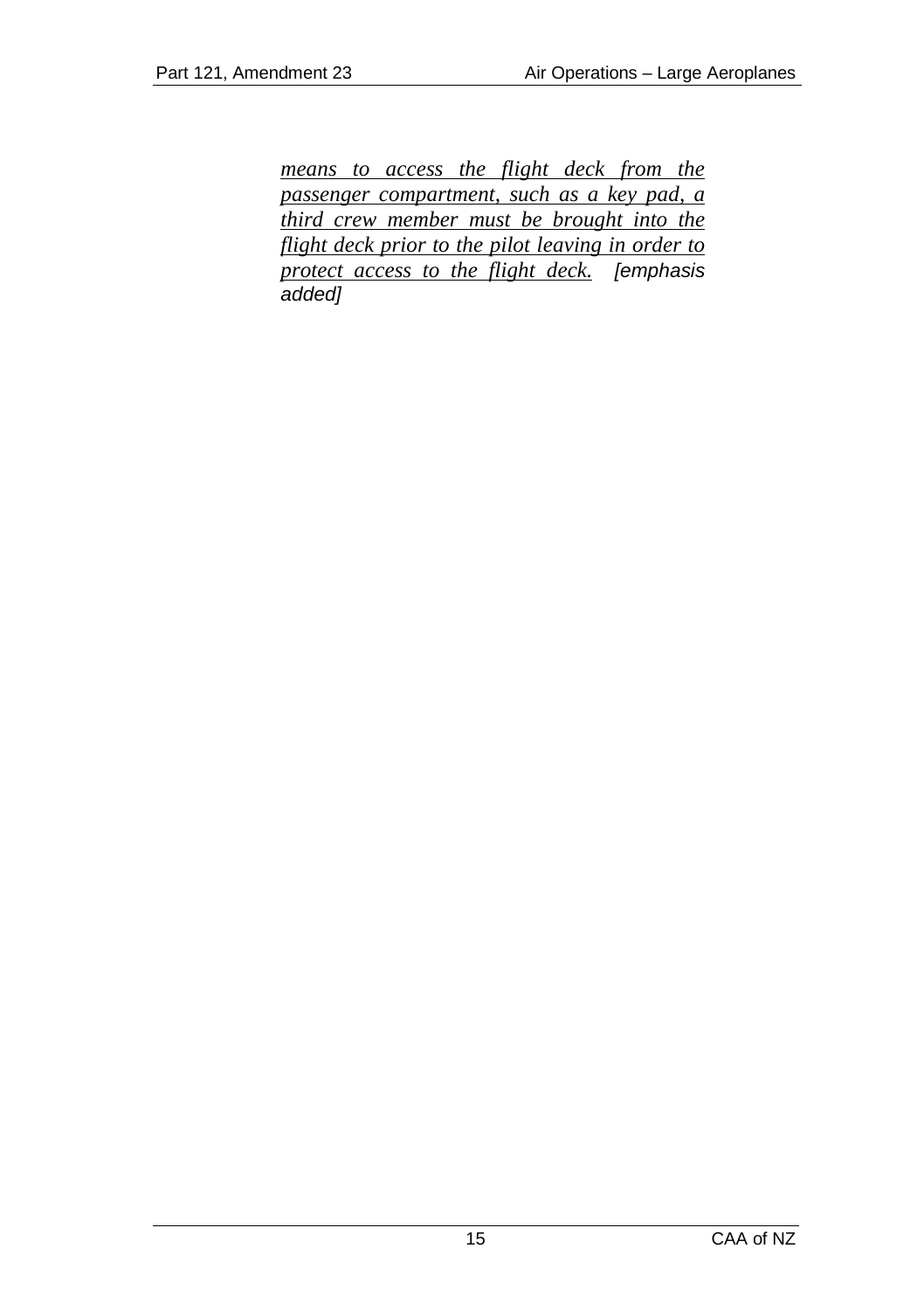*<u>means to access the flight deck from the passenger compartment, such as a key pad, a third crew member must be brought into the flight deck prior to the pilot leaving in order to protect access to the flight deck.</u> [emphasis added]*